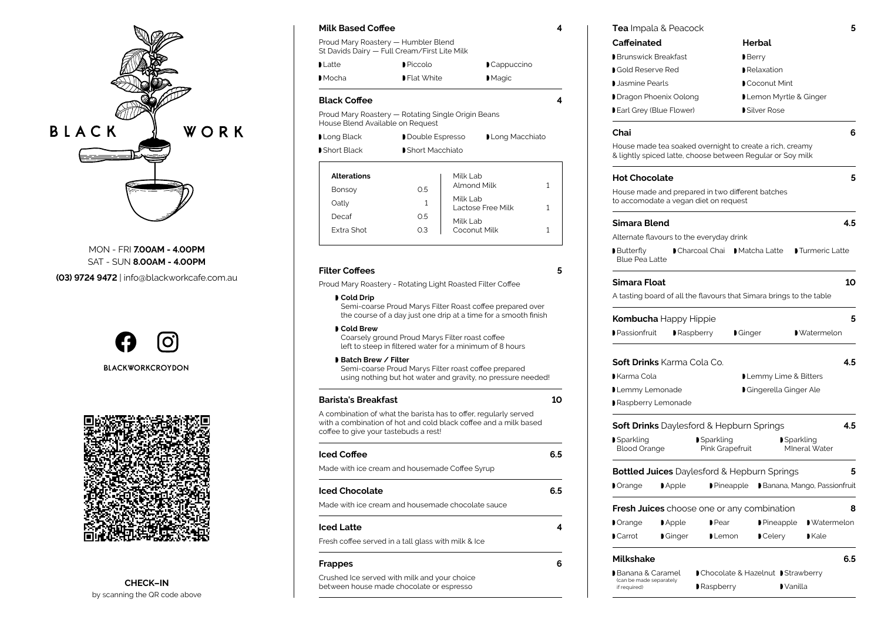# BLACK WORK

MON - FRI **7.00AM - 4.00PM**
SAT - SUN **8.00AM - 4.00PM**

**(03) 9724 9472** | info@blackworkcafe.com.au

**BLACKWORKCROYDON**

**CHECK–IN**
by scanning the QR code above

## Milk Based Coffee — 4

Proud Mary Roastery — Humbler Blend
St Davids Dairy — Full Cream/First Lite Milk

- Latte
- Piccolo
- Cappuccino
- Mocha
- Flat White
- Magic

## Black Coffee — 4

Proud Mary Roastery — Rotating Single Origin Beans
House Blend Available on Request

- Long Black
- Double Espresso
- Long Macchiato
- Short Black
- Short Macchiato

| Alterations | | | |
|---|---|---|---|
| Bonsoy | 0.5 | Milk Lab Almond Milk | 1 |
| Oatly | 1 | Milk Lab Lactose Free Milk | 1 |
| Decaf | 0.5 | Milk Lab Coconut Milk | 1 |
| Extra Shot | 0.3 | | |

## Filter Coffees — 5

Proud Mary Roastery - Rotating Light Roasted Filter Coffee

- **Cold Drip**
  Semi-coarse Proud Marys Filter Roast coffee prepared over the course of a day just one drip at a time for a smooth finish
- **Cold Brew**
  Coarsely ground Proud Marys Filter roast coffee left to steep in filtered water for a minimum of 8 hours
- **Batch Brew / Filter**
  Semi-coarse Proud Marys Filter roast coffee prepared using nothing but hot water and gravity, no pressure needed!

## Barista's Breakfast — 10

A combination of what the barista has to offer, regularly served with a combination of hot and cold black coffee and a milk based coffee to give your tastebuds a rest!

## Iced Coffee — 6.5

Made with ice cream and housemade Coffee Syrup

## Iced Chocolate — 6.5

Made with ice cream and housemade chocolate sauce

## Iced Latte — 4

Fresh coffee served in a tall glass with milk & Ice

## Frappes — 6

Crushed Ice served with milk and your choice between house made chocolate or espresso

## Tea Impala & Peacock — 5

**Caffeinated**

- Brunswick Breakfast
- Gold Reserve Red
- Jasmine Pearls
- Dragon Phoenix Oolong
- Earl Grey (Blue Flower)

**Herbal**

- Berry
- Relaxation
- Coconut Mint
- Lemon Myrtle & Ginger
- Silver Rose

## Chai — 6

House made tea soaked overnight to create a rich, creamy & lightly spiced latte, choose between Regular or Soy milk

## Hot Chocolate — 5

House made and prepared in two different batches to accomodate a vegan diet on request

## Simara Blend — 4.5

Alternate flavours to the everyday drink

- Butterfly Blue Pea Latte
- Charcoal Chai
- Matcha Latte
- Turmeric Latte

## Simara Float — 10

A tasting board of all the flavours that Simara brings to the table

## Kombucha Happy Hippie — 5

- Passionfruit
- Raspberry
- Ginger
- Watermelon

## Soft Drinks Karma Cola Co. — 4.5

- Karma Cola
- Lemmy Lime & Bitters
- Lemmy Lemonade
- Gingerella Ginger Ale
- Raspberry Lemonade

## Soft Drinks Daylesford & Hepburn Springs — 4.5

- Sparkling Blood Orange
- Sparkling Pink Grapefruit
- Sparkling MIneral Water

## Bottled Juices Daylesford & Hepburn Springs — 5

- Orange
- Apple
- Pineapple
- Banana, Mango, Passionfruit

## Fresh Juices choose one or any combination — 8

- Orange
- Apple
- Pear
- Pineapple
- Watermelon
- Carrot
- Ginger
- Lemon
- Celery
- Kale

## Milkshake — 6.5

- Banana & Caramel (can be made separately if required)
- Chocolate & Hazelnut
- Strawberry
- Raspberry
- Vanilla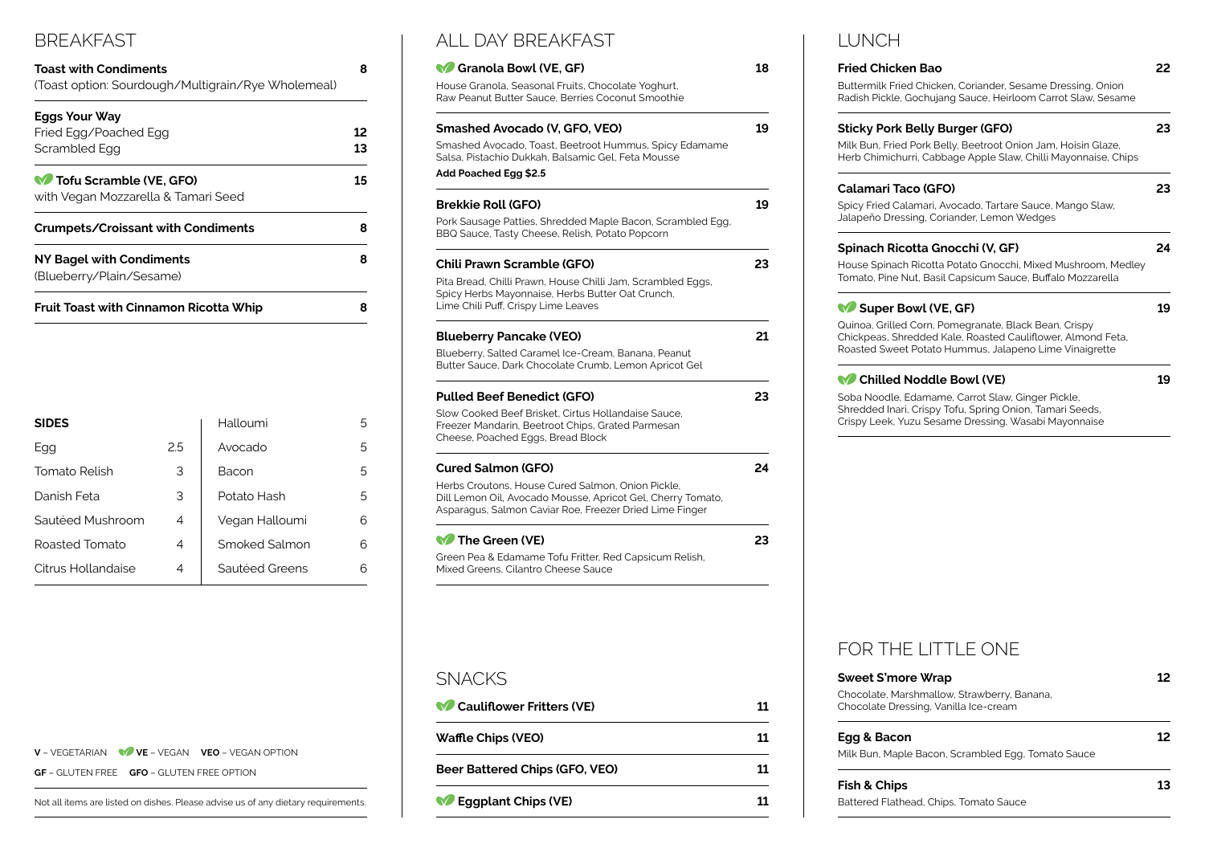# BREAKFAST

**Toast with Condiments** — **8**
(Toast option: Sourdough/Multigrain/Rye Wholemeal)

**Eggs Your Way**
Fried Egg/Poached Egg — **12**
Scrambled Egg — **13**

**Tofu Scramble (VE, GFO)** — **15**
with Vegan Mozzarella & Tamari Seed

**Crumpets/Croissant with Condiments** — **8**

**NY Bagel with Condiments** — **8**
(Blueberry/Plain/Sesame)

**Fruit Toast with Cinnamon Ricotta Whip** — **8**

| SIDES | | | |
|---|---|---|---|
| Egg | 2.5 | Halloumi | 5 |
| Tomato Relish | 3 | Avocado | 5 |
| Danish Feta | 3 | Bacon | 5 |
| Sautéed Mushroom | 4 | Potato Hash | 5 |
| Roasted Tomato | 4 | Vegan Halloumi | 6 |
| Citrus Hollandaise | 4 | Smoked Salmon | 6 |
| | | Sautéed Greens | 6 |

**V** – VEGETARIAN **VE** – VEGAN **VEO** – VEGAN OPTION
**GF** – GLUTEN FREE **GFO** – GLUTEN FREE OPTION

Not all items are listed on dishes. Please advise us of any dietary requirements.

# ALL DAY BREAKFAST

**Granola Bowl (VE, GF)** — **18**
House Granola, Seasonal Fruits, Chocolate Yoghurt, Raw Peanut Butter Sauce, Berries Coconut Smoothie

**Smashed Avocado (V, GFO, VEO)** — **19**
Smashed Avocado, Toast, Beetroot Hummus, Spicy Edamame Salsa, Pistachio Dukkah, Balsamic Gel, Feta Mousse
**Add Poached Egg $2.5**

**Brekkie Roll (GFO)** — **19**
Pork Sausage Patties, Shredded Maple Bacon, Scrambled Egg, BBQ Sauce, Tasty Cheese, Relish, Potato Popcorn

**Chili Prawn Scramble (GFO)** — **23**
Pita Bread, Chilli Prawn, House Chilli Jam, Scrambled Eggs, Spicy Herbs Mayonnaise, Herbs Butter Oat Crunch, Lime Chili Puff, Crispy Lime Leaves

**Blueberry Pancake (VEO)** — **21**
Blueberry, Salted Caramel Ice-Cream, Banana, Peanut Butter Sauce, Dark Chocolate Crumb, Lemon Apricot Gel

**Pulled Beef Benedict (GFO)** — **23**
Slow Cooked Beef Brisket, Cirtus Hollandaise Sauce, Freezer Mandarin, Beetroot Chips, Grated Parmesan Cheese, Poached Eggs, Bread Block

**Cured Salmon (GFO)** — **24**
Herbs Croutons, House Cured Salmon, Onion Pickle, Dill Lemon Oil, Avocado Mousse, Apricot Gel, Cherry Tomato, Asparagus, Salmon Caviar Roe, Freezer Dried Lime Finger

**The Green (VE)** — **23**
Green Pea & Edamame Tofu Fritter, Red Capsicum Relish, Mixed Greens, Cilantro Cheese Sauce

# SNACKS

**Cauliflower Fritters (VE)** — **11**

**Waffle Chips (VEO)** — **11**

**Beer Battered Chips (GFO, VEO)** — **11**

**Eggplant Chips (VE)** — **11**

# LUNCH

**Fried Chicken Bao** — **22**
Buttermilk Fried Chicken, Coriander, Sesame Dressing, Onion Radish Pickle, Gochujang Sauce, Heirloom Carrot Slaw, Sesame

**Sticky Pork Belly Burger (GFO)** — **23**
Milk Bun, Fried Pork Belly, Beetroot Onion Jam, Hoisin Glaze, Herb Chimichurri, Cabbage Apple Slaw, Chilli Mayonnaise, Chips

**Calamari Taco (GFO)** — **23**
Spicy Fried Calamari, Avocado, Tartare Sauce, Mango Slaw, Jalapeño Dressing, Coriander, Lemon Wedges

**Spinach Ricotta Gnocchi (V, GF)** — **24**
House Spinach Ricotta Potato Gnocchi, Mixed Mushroom, Medley Tomato, Pine Nut, Basil Capsicum Sauce, Buffalo Mozzarella

**Super Bowl (VE, GF)** — **19**
Quinoa, Grilled Corn, Pomegranate, Black Bean, Crispy Chickpeas, Shredded Kale, Roasted Cauliflower, Almond Feta, Roasted Sweet Potato Hummus, Jalapeno Lime Vinaigrette

**Chilled Noddle Bowl (VE)** — **19**
Soba Noodle, Edamame, Carrot Slaw, Ginger Pickle, Shredded Inari, Crispy Tofu, Spring Onion, Tamari Seeds, Crispy Leek, Yuzu Sesame Dressing, Wasabi Mayonnaise

# FOR THE LITTLE ONE

**Sweet S'more Wrap** — **12**
Chocolate, Marshmallow, Strawberry, Banana, Chocolate Dressing, Vanilla Ice-cream

**Egg & Bacon** — **12**
Milk Bun, Maple Bacon, Scrambled Egg, Tomato Sauce

**Fish & Chips** — **13**
Battered Flathead, Chips, Tomato Sauce